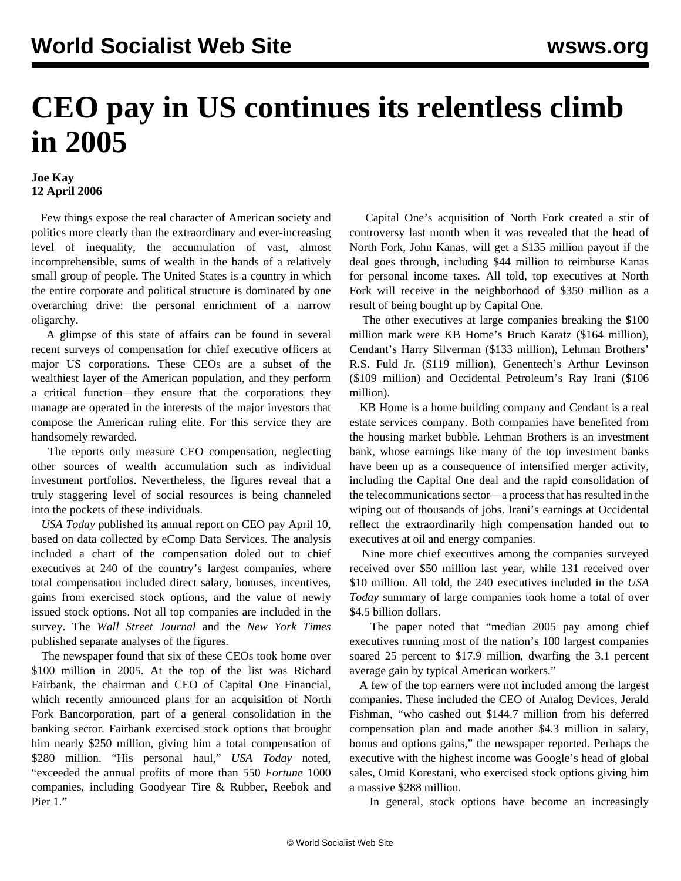# CEO pay in US continues its relentless climb in 2005

**Joe Kay**
**12 April 2006**

Few things expose the real character of American society and politics more clearly than the extraordinary and ever-increasing level of inequality, the accumulation of vast, almost incomprehensible, sums of wealth in the hands of a relatively small group of people. The United States is a country in which the entire corporate and political structure is dominated by one overarching drive: the personal enrichment of a narrow oligarchy.

A glimpse of this state of affairs can be found in several recent surveys of compensation for chief executive officers at major US corporations. These CEOs are a subset of the wealthiest layer of the American population, and they perform a critical function—they ensure that the corporations they manage are operated in the interests of the major investors that compose the American ruling elite. For this service they are handsomely rewarded.

The reports only measure CEO compensation, neglecting other sources of wealth accumulation such as individual investment portfolios. Nevertheless, the figures reveal that a truly staggering level of social resources is being channeled into the pockets of these individuals.

*USA Today* published its annual report on CEO pay April 10, based on data collected by eComp Data Services. The analysis included a chart of the compensation doled out to chief executives at 240 of the country's largest companies, where total compensation included direct salary, bonuses, incentives, gains from exercised stock options, and the value of newly issued stock options. Not all top companies are included in the survey. The *Wall Street Journal* and the *New York Times* published separate analyses of the figures.

The newspaper found that six of these CEOs took home over $100 million in 2005. At the top of the list was Richard Fairbank, the chairman and CEO of Capital One Financial, which recently announced plans for an acquisition of North Fork Bancorporation, part of a general consolidation in the banking sector. Fairbank exercised stock options that brought him nearly $250 million, giving him a total compensation of $280 million. "His personal haul," *USA Today* noted, "exceeded the annual profits of more than 550 *Fortune* 1000 companies, including Goodyear Tire & Rubber, Reebok and Pier 1."

Capital One's acquisition of North Fork created a stir of controversy last month when it was revealed that the head of North Fork, John Kanas, will get a $135 million payout if the deal goes through, including $44 million to reimburse Kanas for personal income taxes. All told, top executives at North Fork will receive in the neighborhood of $350 million as a result of being bought up by Capital One.

The other executives at large companies breaking the $100 million mark were KB Home's Bruch Karatz ($164 million), Cendant's Harry Silverman ($133 million), Lehman Brothers' R.S. Fuld Jr. ($119 million), Genentech's Arthur Levinson ($109 million) and Occidental Petroleum's Ray Irani ($106 million).

KB Home is a home building company and Cendant is a real estate services company. Both companies have benefited from the housing market bubble. Lehman Brothers is an investment bank, whose earnings like many of the top investment banks have been up as a consequence of intensified merger activity, including the Capital One deal and the rapid consolidation of the telecommunications sector—a process that has resulted in the wiping out of thousands of jobs. Irani's earnings at Occidental reflect the extraordinarily high compensation handed out to executives at oil and energy companies.

Nine more chief executives among the companies surveyed received over $50 million last year, while 131 received over $10 million. All told, the 240 executives included in the *USA Today* summary of large companies took home a total of over $4.5 billion dollars.

The paper noted that "median 2005 pay among chief executives running most of the nation's 100 largest companies soared 25 percent to $17.9 million, dwarfing the 3.1 percent average gain by typical American workers."

A few of the top earners were not included among the largest companies. These included the CEO of Analog Devices, Jerald Fishman, "who cashed out $144.7 million from his deferred compensation plan and made another $4.3 million in salary, bonus and options gains," the newspaper reported. Perhaps the executive with the highest income was Google's head of global sales, Omid Korestani, who exercised stock options giving him a massive $288 million.

In general, stock options have become an increasingly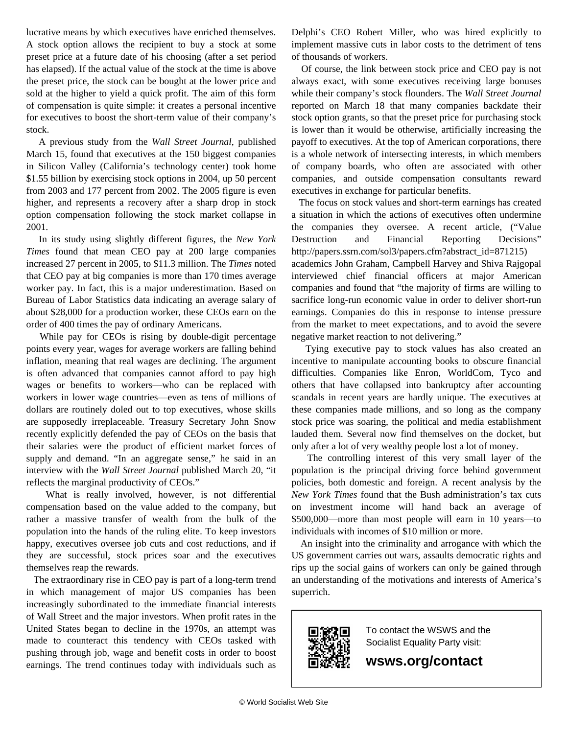lucrative means by which executives have enriched themselves. A stock option allows the recipient to buy a stock at some preset price at a future date of his choosing (after a set period has elapsed). If the actual value of the stock at the time is above the preset price, the stock can be bought at the lower price and sold at the higher to yield a quick profit. The aim of this form of compensation is quite simple: it creates a personal incentive for executives to boost the short-term value of their company's stock.

A previous study from the *Wall Street Journal*, published March 15, found that executives at the 150 biggest companies in Silicon Valley (California's technology center) took home $1.55 billion by exercising stock options in 2004, up 50 percent from 2003 and 177 percent from 2002. The 2005 figure is even higher, and represents a recovery after a sharp drop in stock option compensation following the stock market collapse in 2001.

In its study using slightly different figures, the *New York Times* found that mean CEO pay at 200 large companies increased 27 percent in 2005, to $11.3 million. The *Times* noted that CEO pay at big companies is more than 170 times average worker pay. In fact, this is a major underestimation. Based on Bureau of Labor Statistics data indicating an average salary of about $28,000 for a production worker, these CEOs earn on the order of 400 times the pay of ordinary Americans.

While pay for CEOs is rising by double-digit percentage points every year, wages for average workers are falling behind inflation, meaning that real wages are declining. The argument is often advanced that companies cannot afford to pay high wages or benefits to workers—who can be replaced with workers in lower wage countries—even as tens of millions of dollars are routinely doled out to top executives, whose skills are supposedly irreplaceable. Treasury Secretary John Snow recently explicitly defended the pay of CEOs on the basis that their salaries were the product of efficient market forces of supply and demand. "In an aggregate sense," he said in an interview with the *Wall Street Journal* published March 20, "it reflects the marginal productivity of CEOs."

What is really involved, however, is not differential compensation based on the value added to the company, but rather a massive transfer of wealth from the bulk of the population into the hands of the ruling elite. To keep investors happy, executives oversee job cuts and cost reductions, and if they are successful, stock prices soar and the executives themselves reap the rewards.

The extraordinary rise in CEO pay is part of a long-term trend in which management of major US companies has been increasingly subordinated to the immediate financial interests of Wall Street and the major investors. When profit rates in the United States began to decline in the 1970s, an attempt was made to counteract this tendency with CEOs tasked with pushing through job, wage and benefit costs in order to boost earnings. The trend continues today with individuals such as Delphi's CEO Robert Miller, who was hired explicitly to implement massive cuts in labor costs to the detriment of tens of thousands of workers.

Of course, the link between stock price and CEO pay is not always exact, with some executives receiving large bonuses while their company's stock flounders. The *Wall Street Journal* reported on March 18 that many companies backdate their stock option grants, so that the preset price for purchasing stock is lower than it would be otherwise, artificially increasing the payoff to executives. At the top of American corporations, there is a whole network of intersecting interests, in which members of company boards, who often are associated with other companies, and outside compensation consultants reward executives in exchange for particular benefits.

The focus on stock values and short-term earnings has created a situation in which the actions of executives often undermine the companies they oversee. A recent article, ("Value Destruction and Financial Reporting Decisions" http://papers.ssrn.com/sol3/papers.cfm?abstract_id=871215) academics John Graham, Campbell Harvey and Shiva Rajgopal interviewed chief financial officers at major American companies and found that "the majority of firms are willing to sacrifice long-run economic value in order to deliver short-run earnings. Companies do this in response to intense pressure from the market to meet expectations, and to avoid the severe negative market reaction to not delivering."

Tying executive pay to stock values has also created an incentive to manipulate accounting books to obscure financial difficulties. Companies like Enron, WorldCom, Tyco and others that have collapsed into bankruptcy after accounting scandals in recent years are hardly unique. The executives at these companies made millions, and so long as the company stock price was soaring, the political and media establishment lauded them. Several now find themselves on the docket, but only after a lot of very wealthy people lost a lot of money.

The controlling interest of this very small layer of the population is the principal driving force behind government policies, both domestic and foreign. A recent analysis by the *New York Times* found that the Bush administration's tax cuts on investment income will hand back an average of $500,000—more than most people will earn in 10 years—to individuals with incomes of $10 million or more.

An insight into the criminality and arrogance with which the US government carries out wars, assaults democratic rights and rips up the social gains of workers can only be gained through an understanding of the motivations and interests of America's superrich.

To contact the WSWS and the Socialist Equality Party visit:

**wsws.org/contact**